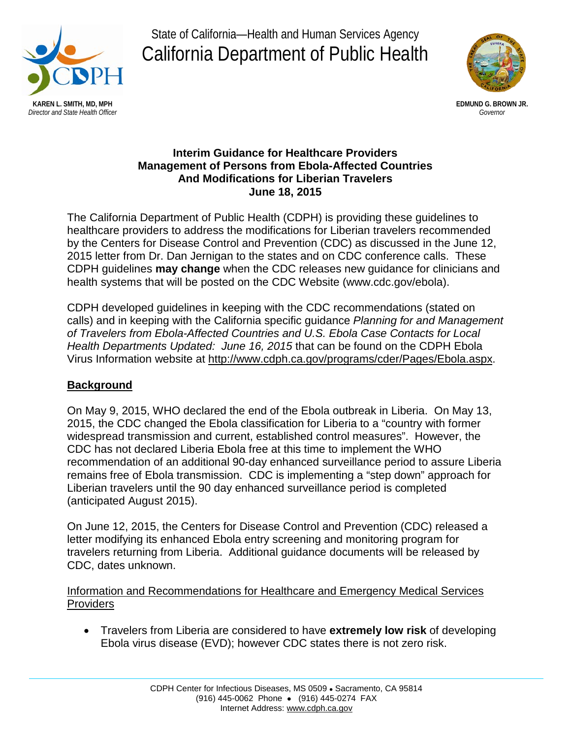State of California—Health and Human Services Agency

California Department of Public Health

**KAREN L. SMITH, MD, MPH**
*Director and State Health Officer*

**EDMUND G. BROWN JR.**
*Governor*

**Interim Guidance for Healthcare Providers**
**Management of Persons from Ebola-Affected Countries**
**And Modifications for Liberian Travelers**
**June 18, 2015**

The California Department of Public Health (CDPH) is providing these guidelines to healthcare providers to address the modifications for Liberian travelers recommended by the Centers for Disease Control and Prevention (CDC) as discussed in the June 12, 2015 letter from Dr. Dan Jernigan to the states and on CDC conference calls. These CDPH guidelines **may change** when the CDC releases new guidance for clinicians and health systems that will be posted on the CDC Website (www.cdc.gov/ebola).

CDPH developed guidelines in keeping with the CDC recommendations (stated on calls) and in keeping with the California specific guidance *Planning for and Management of Travelers from Ebola-Affected Countries and U.S. Ebola Case Contacts for Local Health Departments Updated: June 16, 2015* that can be found on the CDPH Ebola Virus Information website at http://www.cdph.ca.gov/programs/cder/Pages/Ebola.aspx.

## Background

On May 9, 2015, WHO declared the end of the Ebola outbreak in Liberia. On May 13, 2015, the CDC changed the Ebola classification for Liberia to a "country with former widespread transmission and current, established control measures". However, the CDC has not declared Liberia Ebola free at this time to implement the WHO recommendation of an additional 90-day enhanced surveillance period to assure Liberia remains free of Ebola transmission. CDC is implementing a "step down" approach for Liberian travelers until the 90 day enhanced surveillance period is completed (anticipated August 2015).

On June 12, 2015, the Centers for Disease Control and Prevention (CDC) released a letter modifying its enhanced Ebola entry screening and monitoring program for travelers returning from Liberia. Additional guidance documents will be released by CDC, dates unknown.

### Information and Recommendations for Healthcare and Emergency Medical Services Providers

- Travelers from Liberia are considered to have **extremely low risk** of developing Ebola virus disease (EVD); however CDC states there is not zero risk.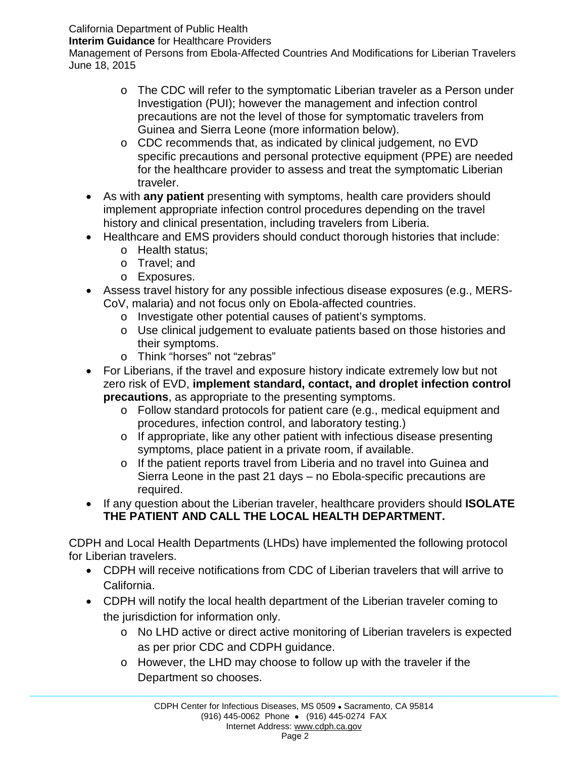- The CDC will refer to the symptomatic Liberian traveler as a Person under Investigation (PUI); however the management and infection control precautions are not the level of those for symptomatic travelers from Guinea and Sierra Leone (more information below).
    - CDC recommends that, as indicated by clinical judgement, no EVD specific precautions and personal protective equipment (PPE) are needed for the healthcare provider to assess and treat the symptomatic Liberian traveler.
- As with **any patient** presenting with symptoms, health care providers should implement appropriate infection control procedures depending on the travel history and clinical presentation, including travelers from Liberia.
- Healthcare and EMS providers should conduct thorough histories that include:
    - Health status;
    - Travel; and
    - Exposures.
- Assess travel history for any possible infectious disease exposures (e.g., MERS-CoV, malaria) and not focus only on Ebola-affected countries.
    - Investigate other potential causes of patient's symptoms.
    - Use clinical judgement to evaluate patients based on those histories and their symptoms.
    - Think "horses" not "zebras"
- For Liberians, if the travel and exposure history indicate extremely low but not zero risk of EVD, **implement standard, contact, and droplet infection control precautions**, as appropriate to the presenting symptoms.
    - Follow standard protocols for patient care (e.g., medical equipment and procedures, infection control, and laboratory testing.)
    - If appropriate, like any other patient with infectious disease presenting symptoms, place patient in a private room, if available.
    - If the patient reports travel from Liberia and no travel into Guinea and Sierra Leone in the past 21 days – no Ebola-specific precautions are required.
- If any question about the Liberian traveler, healthcare providers should **ISOLATE THE PATIENT AND CALL THE LOCAL HEALTH DEPARTMENT.**

CDPH and Local Health Departments (LHDs) have implemented the following protocol for Liberian travelers.

- CDPH will receive notifications from CDC of Liberian travelers that will arrive to California.
- CDPH will notify the local health department of the Liberian traveler coming to the jurisdiction for information only.
    - No LHD active or direct active monitoring of Liberian travelers is expected as per prior CDC and CDPH guidance.
    - However, the LHD may choose to follow up with the traveler if the Department so chooses.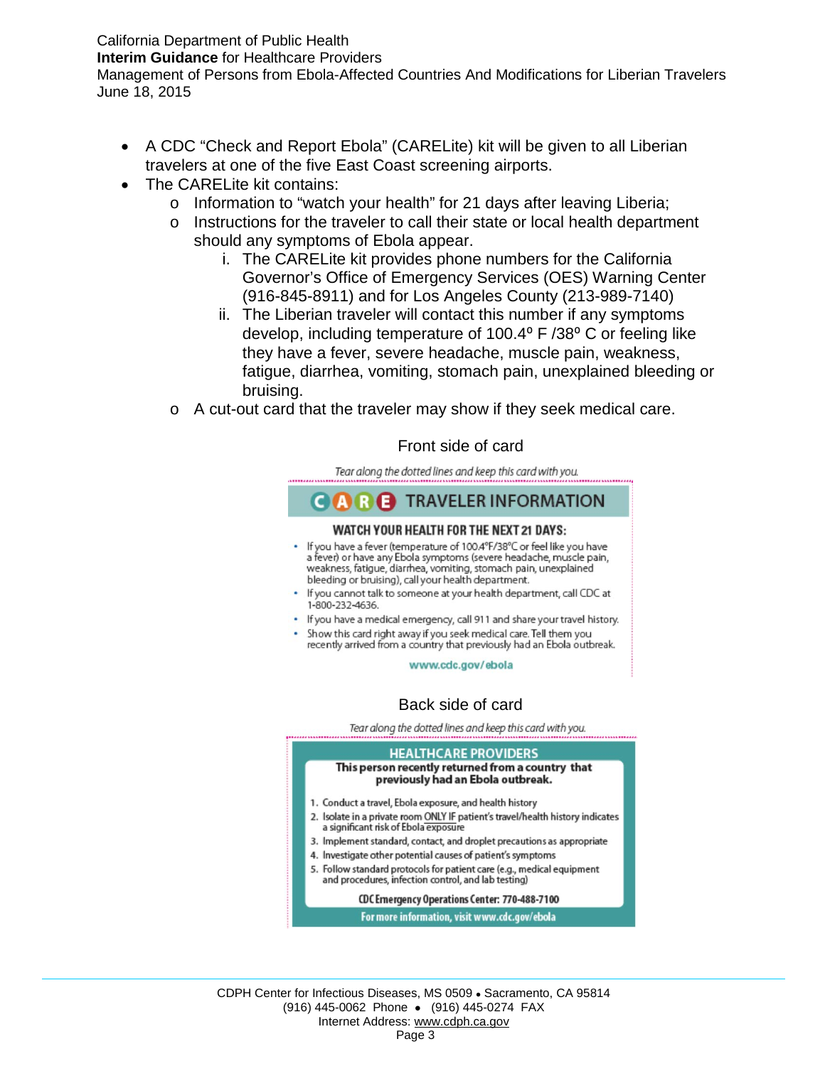- A CDC "Check and Report Ebola" (CARELite) kit will be given to all Liberian travelers at one of the five East Coast screening airports.
- The CARELite kit contains:
  - Information to "watch your health" for 21 days after leaving Liberia;
  - Instructions for the traveler to call their state or local health department should any symptoms of Ebola appear.
    1. The CARELite kit provides phone numbers for the California Governor's Office of Emergency Services (OES) Warning Center (916-845-8911) and for Los Angeles County (213-989-7140)
    2. The Liberian traveler will contact this number if any symptoms develop, including temperature of 100.4º F /38º C or feeling like they have a fever, severe headache, muscle pain, weakness, fatigue, diarrhea, vomiting, stomach pain, unexplained bleeding or bruising.
  - A cut-out card that the traveler may show if they seek medical care.

Front side of card

*Tear along the dotted lines and keep this card with you.*

**CARE TRAVELER INFORMATION**

**WATCH YOUR HEALTH FOR THE NEXT 21 DAYS:**

- If you have a fever (temperature of 100.4°F/38°C or feel like you have a fever) or have any Ebola symptoms (severe headache, muscle pain, weakness, fatigue, diarrhea, vomiting, stomach pain, unexplained bleeding or bruising), call your health department.
- If you cannot talk to someone at your health department, call CDC at 1-800-232-4636.
- If you have a medical emergency, call 911 and share your travel history.
- Show this card right away if you seek medical care. Tell them you recently arrived from a country that previously had an Ebola outbreak.

www.cdc.gov/ebola

Back side of card

*Tear along the dotted lines and keep this card with you.*

**HEALTHCARE PROVIDERS**

**This person recently returned from a country that previously had an Ebola outbreak.**

1. Conduct a travel, Ebola exposure, and health history
2. Isolate in a private room ONLY IF patient's travel/health history indicates a significant risk of Ebola exposure
3. Implement standard, contact, and droplet precautions as appropriate
4. Investigate other potential causes of patient's symptoms
5. Follow standard protocols for patient care (e.g., medical equipment and procedures, infection control, and lab testing)

**CDC Emergency Operations Center: 770-488-7100**

**For more information, visit www.cdc.gov/ebola**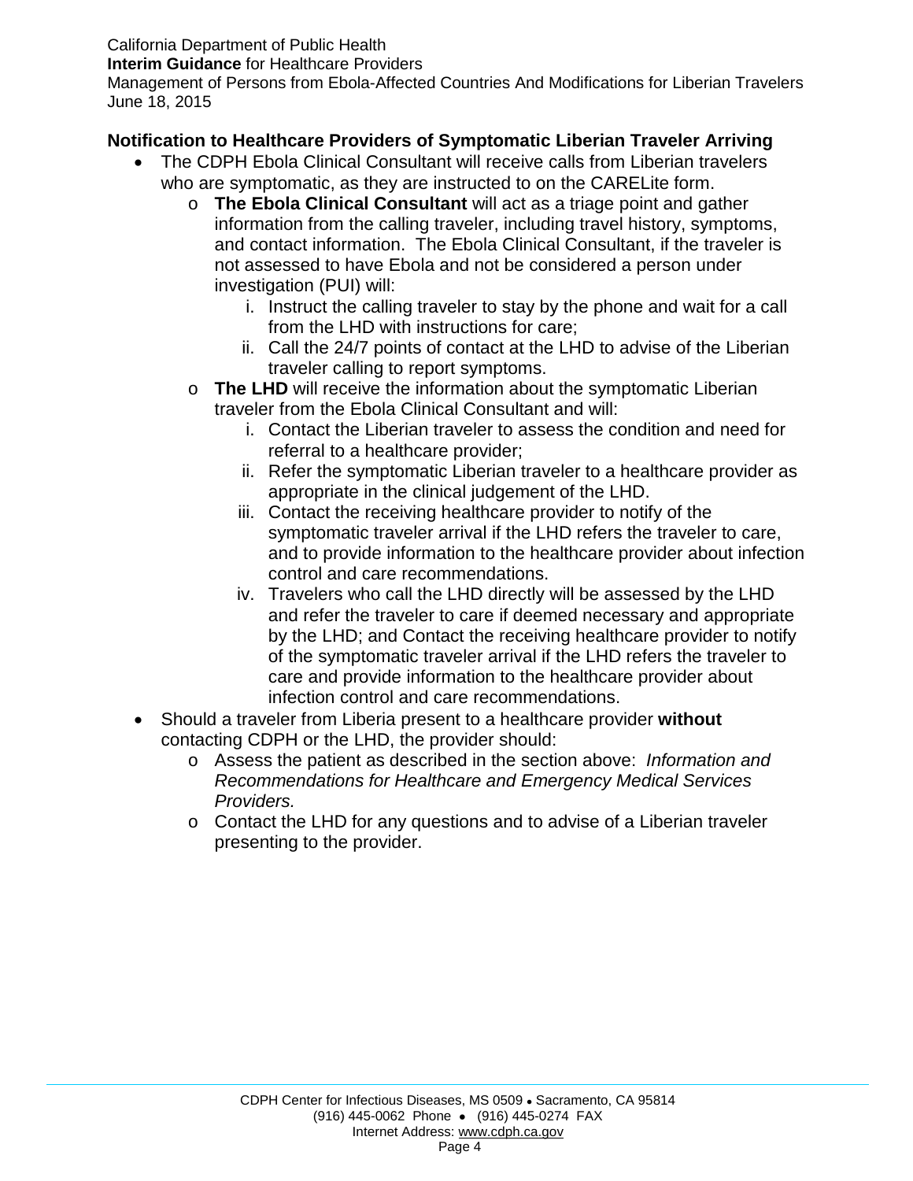**Notification to Healthcare Providers of Symptomatic Liberian Traveler Arriving**

- The CDPH Ebola Clinical Consultant will receive calls from Liberian travelers who are symptomatic, as they are instructed to on the CARELite form.
    - **The Ebola Clinical Consultant** will act as a triage point and gather information from the calling traveler, including travel history, symptoms, and contact information. The Ebola Clinical Consultant, if the traveler is not assessed to have Ebola and not be considered a person under investigation (PUI) will:
        1. Instruct the calling traveler to stay by the phone and wait for a call from the LHD with instructions for care;
        2. Call the 24/7 points of contact at the LHD to advise of the Liberian traveler calling to report symptoms.
    - **The LHD** will receive the information about the symptomatic Liberian traveler from the Ebola Clinical Consultant and will:
        1. Contact the Liberian traveler to assess the condition and need for referral to a healthcare provider;
        2. Refer the symptomatic Liberian traveler to a healthcare provider as appropriate in the clinical judgement of the LHD.
        3. Contact the receiving healthcare provider to notify of the symptomatic traveler arrival if the LHD refers the traveler to care, and to provide information to the healthcare provider about infection control and care recommendations.
        4. Travelers who call the LHD directly will be assessed by the LHD and refer the traveler to care if deemed necessary and appropriate by the LHD; and Contact the receiving healthcare provider to notify of the symptomatic traveler arrival if the LHD refers the traveler to care and provide information to the healthcare provider about infection control and care recommendations.
- Should a traveler from Liberia present to a healthcare provider **without** contacting CDPH or the LHD, the provider should:
    - Assess the patient as described in the section above: *Information and Recommendations for Healthcare and Emergency Medical Services Providers.*
    - Contact the LHD for any questions and to advise of a Liberian traveler presenting to the provider.